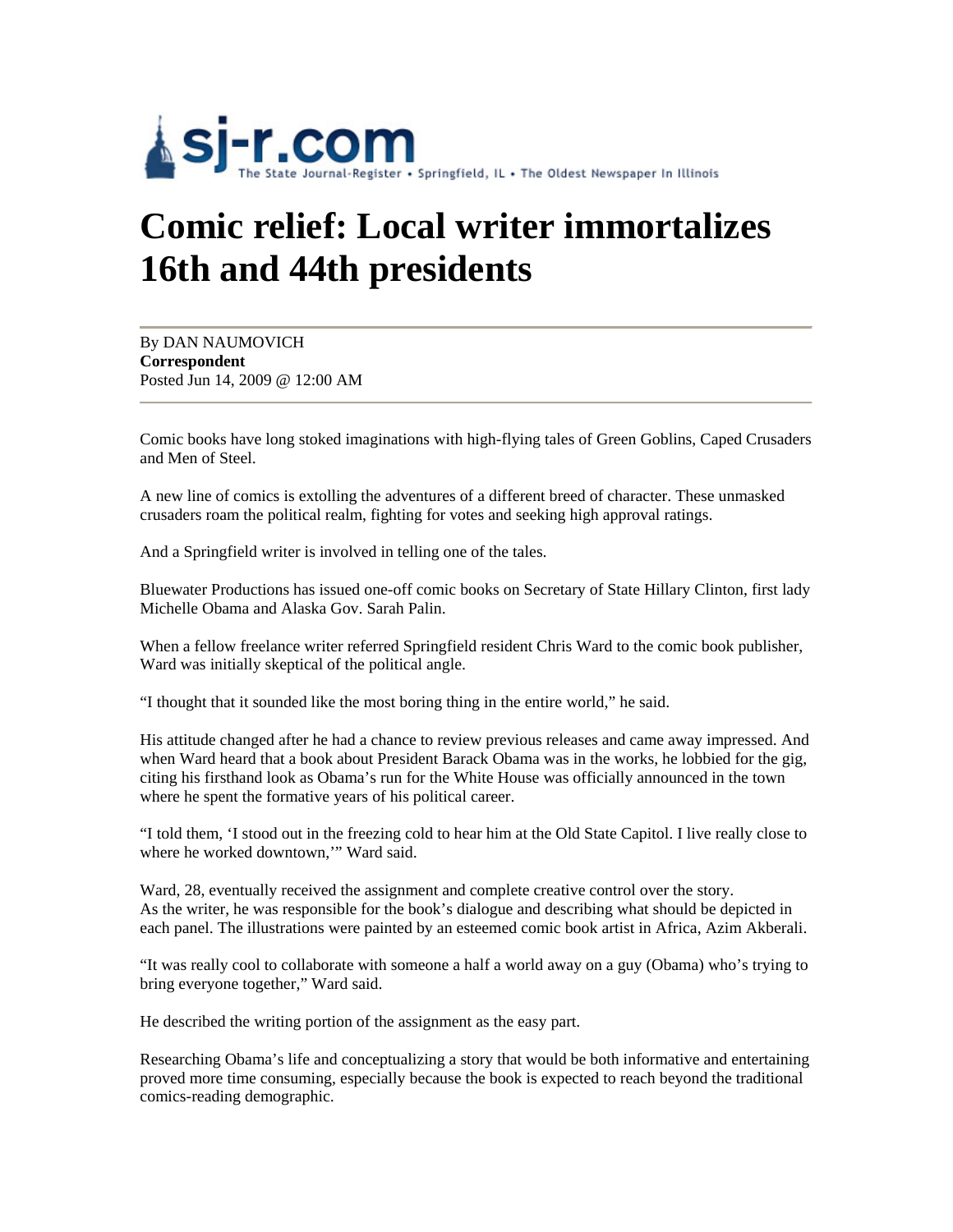sj-r.com The State Journal-Register • Springfield, IL • The Oldest Newspaper In Illinois

# Comic relief: Local writer immortalizes 16th and 44th presidents

By DAN NAUMOVICH
**Correspondent**
Posted Jun 14, 2009 @ 12:00 AM

Comic books have long stoked imaginations with high-flying tales of Green Goblins, Caped Crusaders and Men of Steel.

A new line of comics is extolling the adventures of a different breed of character. These unmasked crusaders roam the political realm, fighting for votes and seeking high approval ratings.

And a Springfield writer is involved in telling one of the tales.

Bluewater Productions has issued one-off comic books on Secretary of State Hillary Clinton, first lady Michelle Obama and Alaska Gov. Sarah Palin.

When a fellow freelance writer referred Springfield resident Chris Ward to the comic book publisher, Ward was initially skeptical of the political angle.

"I thought that it sounded like the most boring thing in the entire world," he said.

His attitude changed after he had a chance to review previous releases and came away impressed. And when Ward heard that a book about President Barack Obama was in the works, he lobbied for the gig, citing his firsthand look as Obama's run for the White House was officially announced in the town where he spent the formative years of his political career.

"I told them, 'I stood out in the freezing cold to hear him at the Old State Capitol. I live really close to where he worked downtown,'" Ward said.

Ward, 28, eventually received the assignment and complete creative control over the story.
As the writer, he was responsible for the book's dialogue and describing what should be depicted in each panel. The illustrations were painted by an esteemed comic book artist in Africa, Azim Akberali.

"It was really cool to collaborate with someone a half a world away on a guy (Obama) who's trying to bring everyone together," Ward said.

He described the writing portion of the assignment as the easy part.

Researching Obama's life and conceptualizing a story that would be both informative and entertaining proved more time consuming, especially because the book is expected to reach beyond the traditional comics-reading demographic.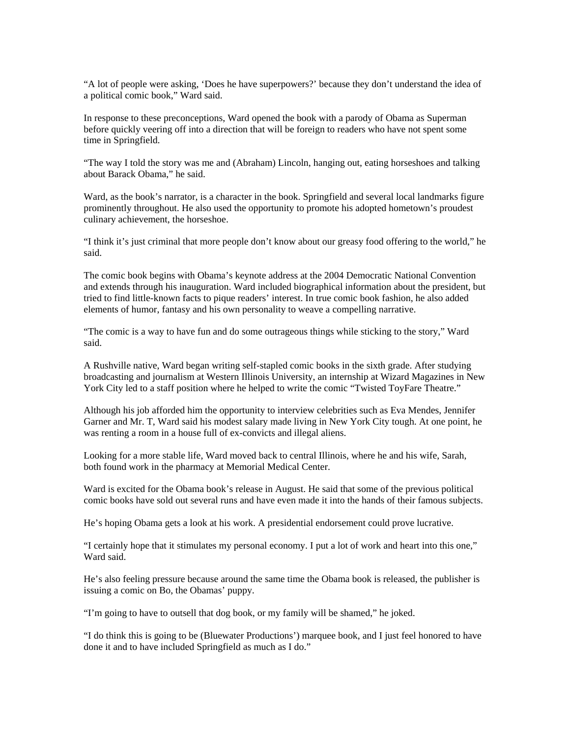"A lot of people were asking, 'Does he have superpowers?' because they don't understand the idea of a political comic book," Ward said.

In response to these preconceptions, Ward opened the book with a parody of Obama as Superman before quickly veering off into a direction that will be foreign to readers who have not spent some time in Springfield.

"The way I told the story was me and (Abraham) Lincoln, hanging out, eating horseshoes and talking about Barack Obama," he said.

Ward, as the book's narrator, is a character in the book. Springfield and several local landmarks figure prominently throughout. He also used the opportunity to promote his adopted hometown's proudest culinary achievement, the horseshoe.

"I think it's just criminal that more people don't know about our greasy food offering to the world," he said.

The comic book begins with Obama's keynote address at the 2004 Democratic National Convention and extends through his inauguration. Ward included biographical information about the president, but tried to find little-known facts to pique readers' interest. In true comic book fashion, he also added elements of humor, fantasy and his own personality to weave a compelling narrative.

"The comic is a way to have fun and do some outrageous things while sticking to the story," Ward said.

A Rushville native, Ward began writing self-stapled comic books in the sixth grade. After studying broadcasting and journalism at Western Illinois University, an internship at Wizard Magazines in New York City led to a staff position where he helped to write the comic "Twisted ToyFare Theatre."

Although his job afforded him the opportunity to interview celebrities such as Eva Mendes, Jennifer Garner and Mr. T, Ward said his modest salary made living in New York City tough. At one point, he was renting a room in a house full of ex-convicts and illegal aliens.

Looking for a more stable life, Ward moved back to central Illinois, where he and his wife, Sarah, both found work in the pharmacy at Memorial Medical Center.

Ward is excited for the Obama book's release in August. He said that some of the previous political comic books have sold out several runs and have even made it into the hands of their famous subjects.

He's hoping Obama gets a look at his work. A presidential endorsement could prove lucrative.

"I certainly hope that it stimulates my personal economy. I put a lot of work and heart into this one," Ward said.

He's also feeling pressure because around the same time the Obama book is released, the publisher is issuing a comic on Bo, the Obamas' puppy.

"I'm going to have to outsell that dog book, or my family will be shamed," he joked.

"I do think this is going to be (Bluewater Productions') marquee book, and I just feel honored to have done it and to have included Springfield as much as I do."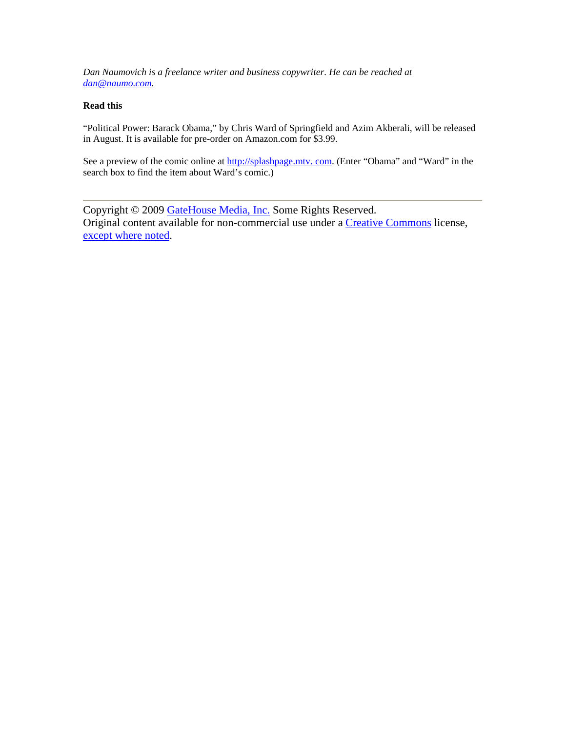*Dan Naumovich is a freelance writer and business copywriter. He can be reached at [dan@naumo.com](mailto:dan@naumo.com).*

**Read this**

"Political Power: Barack Obama," by Chris Ward of Springfield and Azim Akberali, will be released in August. It is available for pre-order on Amazon.com for $3.99.

See a preview of the comic online at http://splashpage.mtv. com. (Enter "Obama" and "Ward" in the search box to find the item about Ward's comic.)

---

Copyright © 2009 GateHouse Media, Inc. Some Rights Reserved.
Original content available for non-commercial use under a Creative Commons license, except where noted.